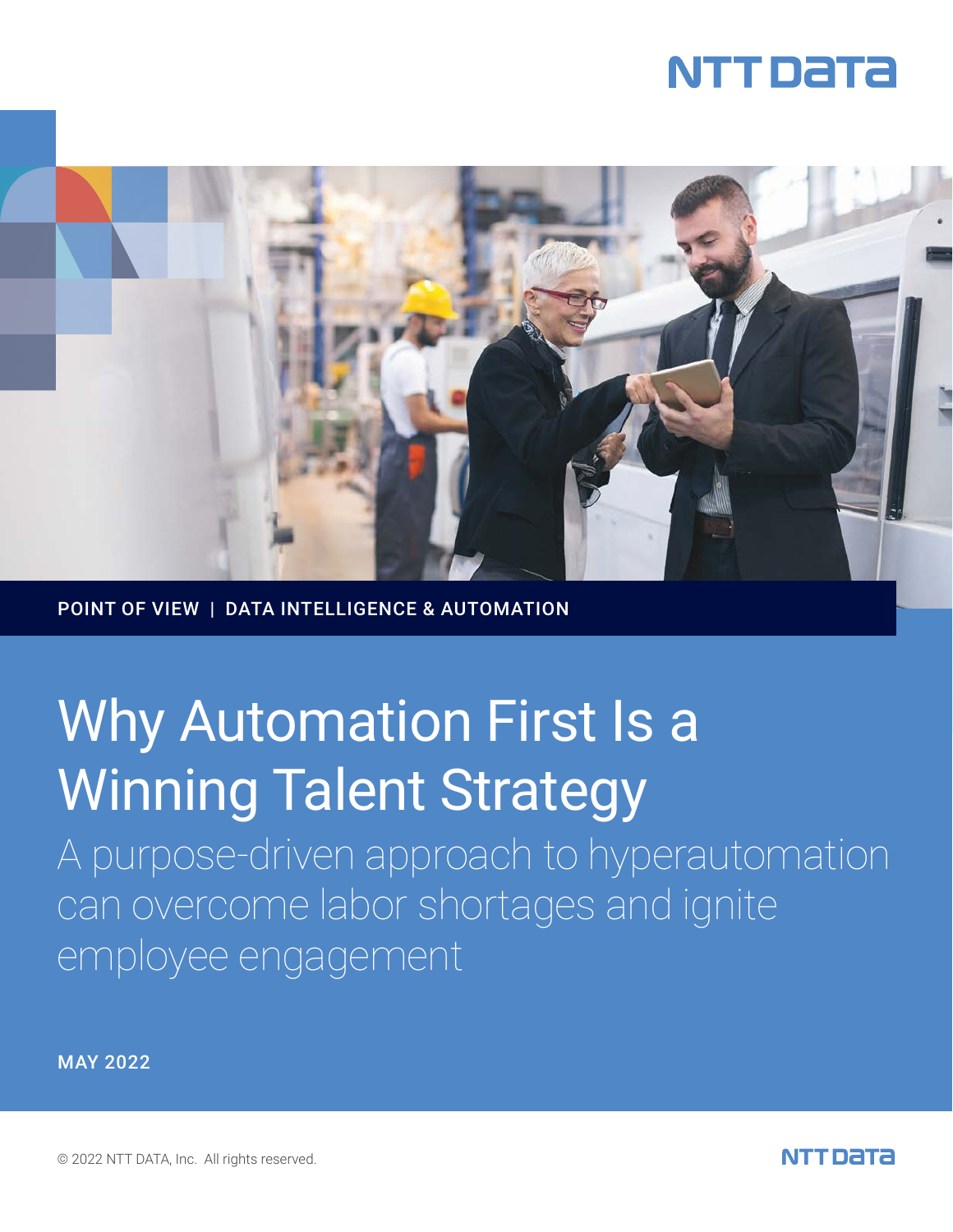NTT DATA

POINT OF VIEW | DATA INTELLIGENCE & AUTOMATION

# Why Automation First Is a Winning Talent Strategy

## A purpose-driven approach to hyperautomation can overcome labor shortages and ignite employee engagement

MAY 2022

© 2022 NTT DATA, Inc. All rights reserved.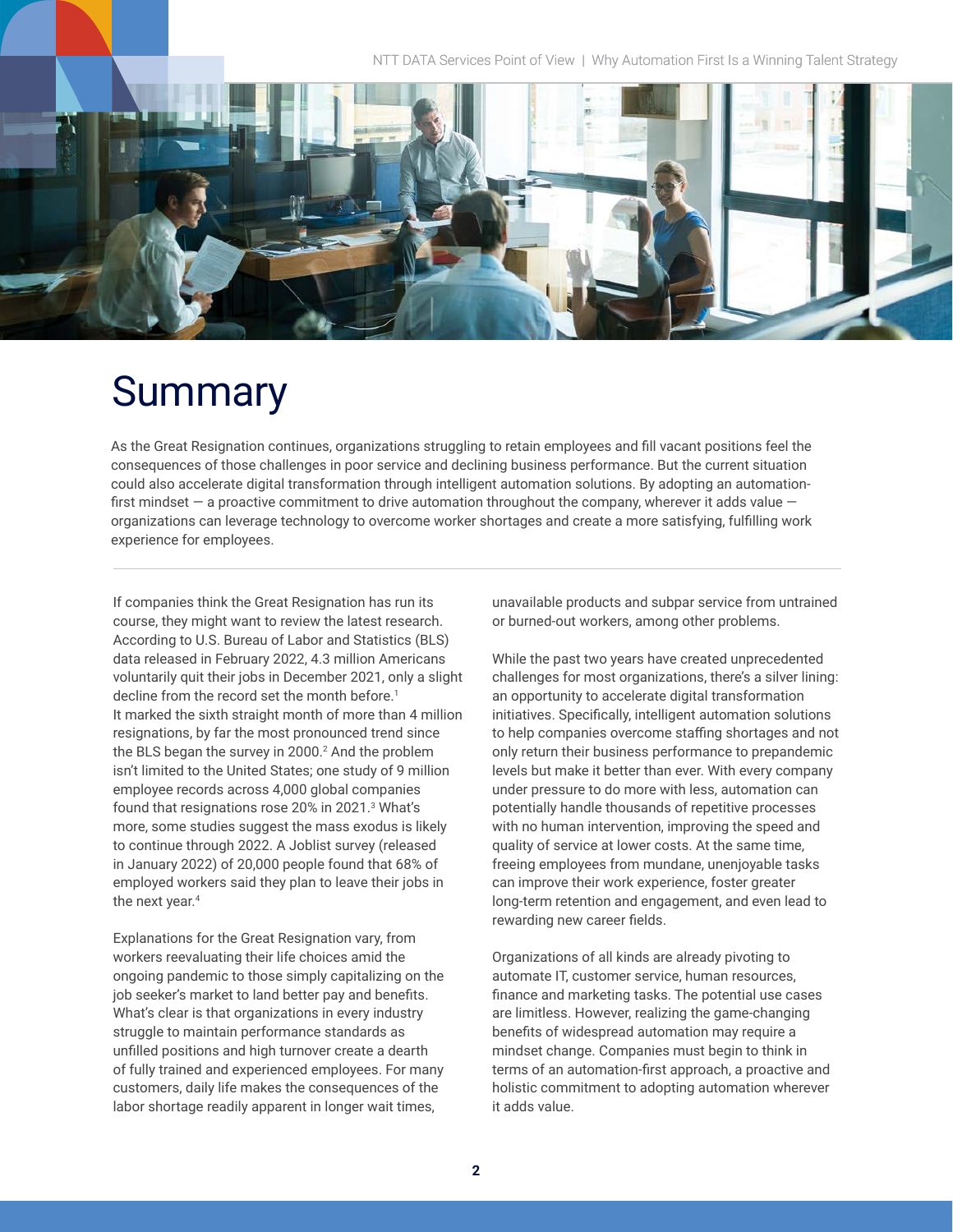# Summary

As the Great Resignation continues, organizations struggling to retain employees and fill vacant positions feel the consequences of those challenges in poor service and declining business performance. But the current situation could also accelerate digital transformation through intelligent automation solutions. By adopting an automation-first mindset — a proactive commitment to drive automation throughout the company, wherever it adds value — organizations can leverage technology to overcome worker shortages and create a more satisfying, fulfilling work experience for employees.

---

If companies think the Great Resignation has run its course, they might want to review the latest research. According to U.S. Bureau of Labor and Statistics (BLS) data released in February 2022, 4.3 million Americans voluntarily quit their jobs in December 2021, only a slight decline from the record set the month before.[1] It marked the sixth straight month of more than 4 million resignations, by far the most pronounced trend since the BLS began the survey in 2000.[2] And the problem isn't limited to the United States; one study of 9 million employee records across 4,000 global companies found that resignations rose 20% in 2021.[3] What's more, some studies suggest the mass exodus is likely to continue through 2022. A Joblist survey (released in January 2022) of 20,000 people found that 68% of employed workers said they plan to leave their jobs in the next year.[4]

Explanations for the Great Resignation vary, from workers reevaluating their life choices amid the ongoing pandemic to those simply capitalizing on the job seeker's market to land better pay and benefits. What's clear is that organizations in every industry struggle to maintain performance standards as unfilled positions and high turnover create a dearth of fully trained and experienced employees. For many customers, daily life makes the consequences of the labor shortage readily apparent in longer wait times, unavailable products and subpar service from untrained or burned-out workers, among other problems.

While the past two years have created unprecedented challenges for most organizations, there's a silver lining: an opportunity to accelerate digital transformation initiatives. Specifically, intelligent automation solutions to help companies overcome staffing shortages and not only return their business performance to prepandemic levels but make it better than ever. With every company under pressure to do more with less, automation can potentially handle thousands of repetitive processes with no human intervention, improving the speed and quality of service at lower costs. At the same time, freeing employees from mundane, unenjoyable tasks can improve their work experience, foster greater long-term retention and engagement, and even lead to rewarding new career fields.

Organizations of all kinds are already pivoting to automate IT, customer service, human resources, finance and marketing tasks. The potential use cases are limitless. However, realizing the game-changing benefits of widespread automation may require a mindset change. Companies must begin to think in terms of an automation-first approach, a proactive and holistic commitment to adopting automation wherever it adds value.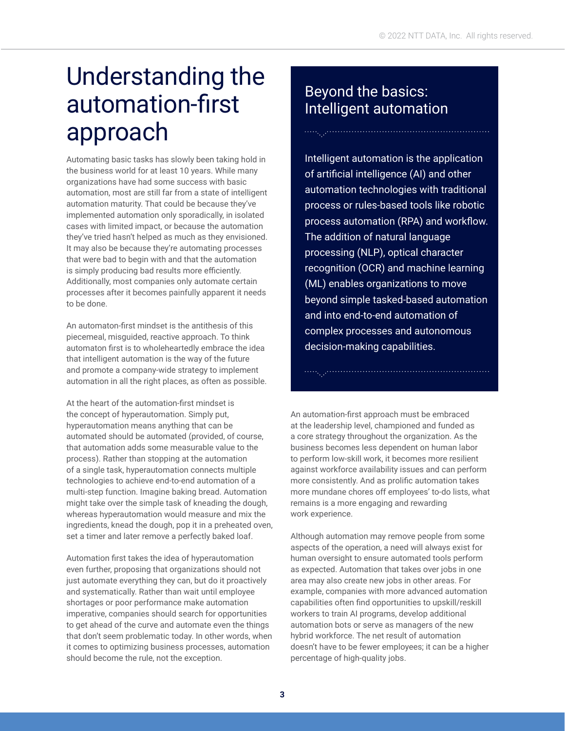# Understanding the automation-first approach

Automating basic tasks has slowly been taking hold in the business world for at least 10 years. While many organizations have had some success with basic automation, most are still far from a state of intelligent automation maturity. That could be because they've implemented automation only sporadically, in isolated cases with limited impact, or because the automation they've tried hasn't helped as much as they envisioned. It may also be because they're automating processes that were bad to begin with and that the automation is simply producing bad results more efficiently. Additionally, most companies only automate certain processes after it becomes painfully apparent it needs to be done.

An automaton-first mindset is the antithesis of this piecemeal, misguided, reactive approach. To think automaton first is to wholeheartedly embrace the idea that intelligent automation is the way of the future and promote a company-wide strategy to implement automation in all the right places, as often as possible.

At the heart of the automation-first mindset is the concept of hyperautomation. Simply put, hyperautomation means anything that can be automated should be automated (provided, of course, that automation adds some measurable value to the process). Rather than stopping at the automation of a single task, hyperautomation connects multiple technologies to achieve end-to-end automation of a multi-step function. Imagine baking bread. Automation might take over the simple task of kneading the dough, whereas hyperautomation would measure and mix the ingredients, knead the dough, pop it in a preheated oven, set a timer and later remove a perfectly baked loaf.

Automation first takes the idea of hyperautomation even further, proposing that organizations should not just automate everything they can, but do it proactively and systematically. Rather than wait until employee shortages or poor performance make automation imperative, companies should search for opportunities to get ahead of the curve and automate even the things that don't seem problematic today. In other words, when it comes to optimizing business processes, automation should become the rule, not the exception.

## Beyond the basics: Intelligent automation

Intelligent automation is the application of artificial intelligence (AI) and other automation technologies with traditional process or rules-based tools like robotic process automation (RPA) and workflow. The addition of natural language processing (NLP), optical character recognition (OCR) and machine learning (ML) enables organizations to move beyond simple tasked-based automation and into end-to-end automation of complex processes and autonomous decision-making capabilities.

An automation-first approach must be embraced at the leadership level, championed and funded as a core strategy throughout the organization. As the business becomes less dependent on human labor to perform low-skill work, it becomes more resilient against workforce availability issues and can perform more consistently. And as prolific automation takes more mundane chores off employees' to-do lists, what remains is a more engaging and rewarding work experience.

Although automation may remove people from some aspects of the operation, a need will always exist for human oversight to ensure automated tools perform as expected. Automation that takes over jobs in one area may also create new jobs in other areas. For example, companies with more advanced automation capabilities often find opportunities to upskill/reskill workers to train AI programs, develop additional automation bots or serve as managers of the new hybrid workforce. The net result of automation doesn't have to be fewer employees; it can be a higher percentage of high-quality jobs.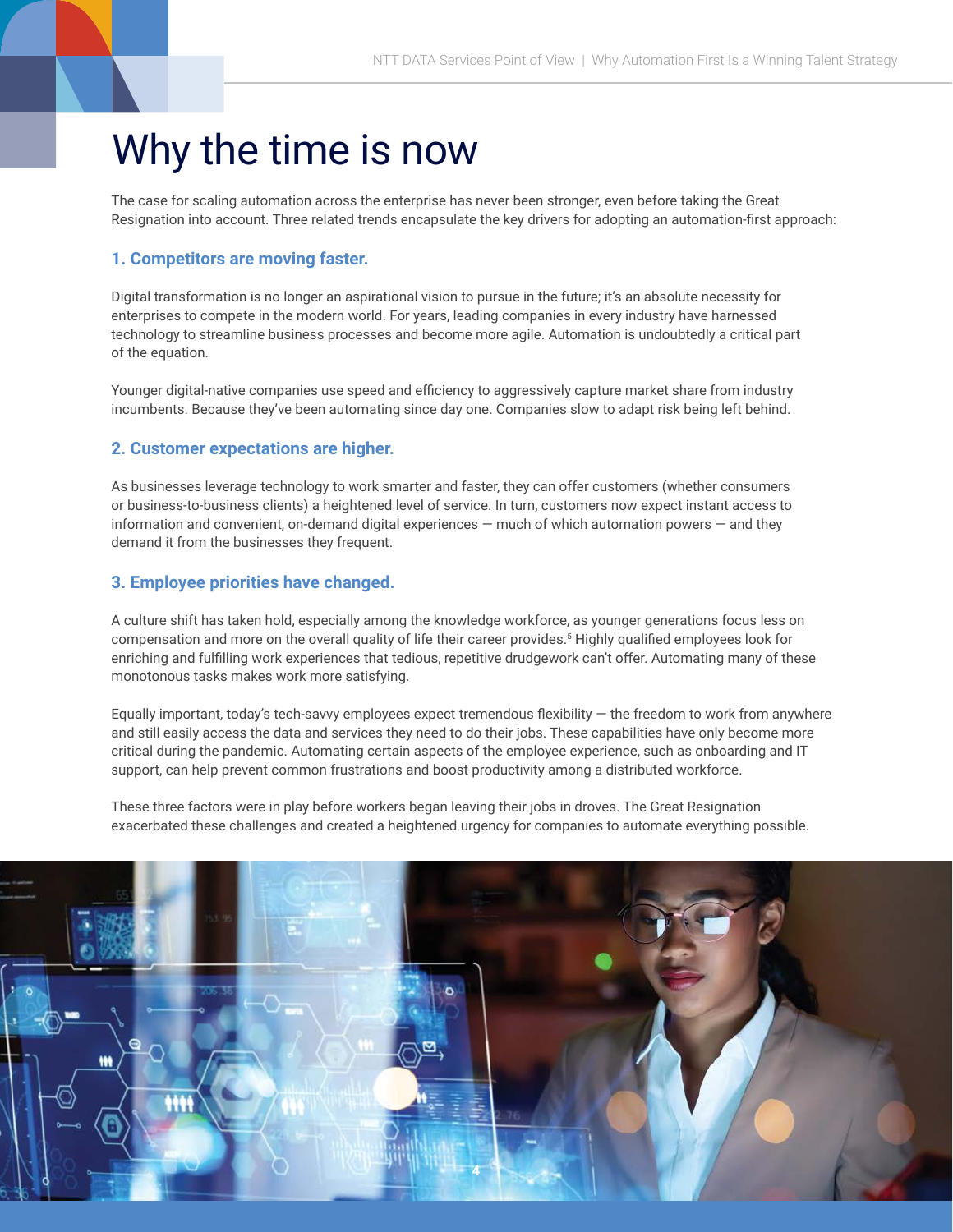# Why the time is now

The case for scaling automation across the enterprise has never been stronger, even before taking the Great Resignation into account. Three related trends encapsulate the key drivers for adopting an automation-first approach:

### 1. Competitors are moving faster.

Digital transformation is no longer an aspirational vision to pursue in the future; it's an absolute necessity for enterprises to compete in the modern world. For years, leading companies in every industry have harnessed technology to streamline business processes and become more agile. Automation is undoubtedly a critical part of the equation.

Younger digital-native companies use speed and efficiency to aggressively capture market share from industry incumbents. Because they've been automating since day one. Companies slow to adapt risk being left behind.

### 2. Customer expectations are higher.

As businesses leverage technology to work smarter and faster, they can offer customers (whether consumers or business-to-business clients) a heightened level of service. In turn, customers now expect instant access to information and convenient, on-demand digital experiences — much of which automation powers — and they demand it from the businesses they frequent.

### 3. Employee priorities have changed.

A culture shift has taken hold, especially among the knowledge workforce, as younger generations focus less on compensation and more on the overall quality of life their career provides.[5] Highly qualified employees look for enriching and fulfilling work experiences that tedious, repetitive drudgework can't offer. Automating many of these monotonous tasks makes work more satisfying.

Equally important, today's tech-savvy employees expect tremendous flexibility — the freedom to work from anywhere and still easily access the data and services they need to do their jobs. These capabilities have only become more critical during the pandemic. Automating certain aspects of the employee experience, such as onboarding and IT support, can help prevent common frustrations and boost productivity among a distributed workforce.

These three factors were in play before workers began leaving their jobs in droves. The Great Resignation exacerbated these challenges and created a heightened urgency for companies to automate everything possible.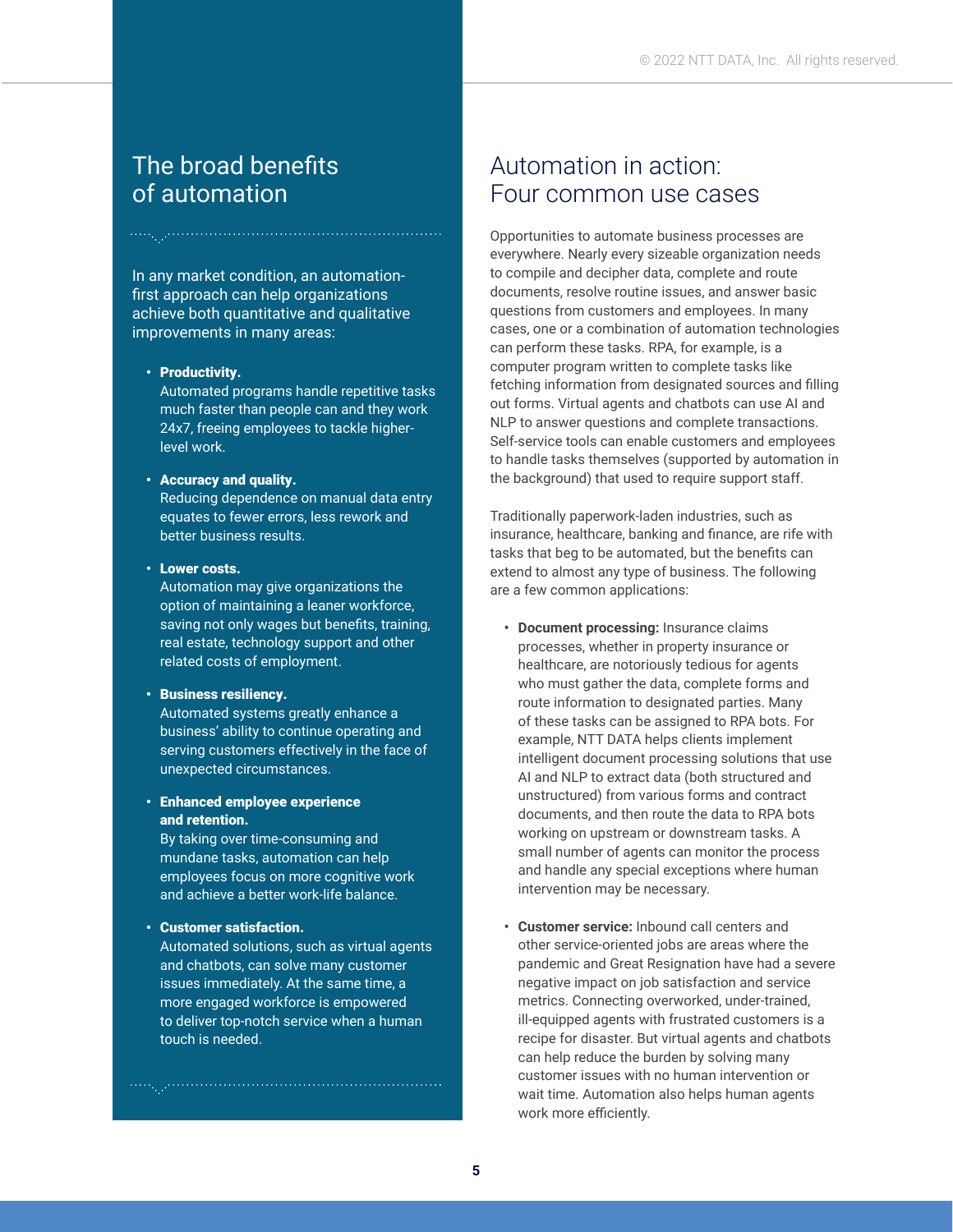## The broad benefits of automation

In any market condition, an automation-first approach can help organizations achieve both quantitative and qualitative improvements in many areas:

- **Productivity.** Automated programs handle repetitive tasks much faster than people can and they work 24x7, freeing employees to tackle higher-level work.
- **Accuracy and quality.** Reducing dependence on manual data entry equates to fewer errors, less rework and better business results.
- **Lower costs.** Automation may give organizations the option of maintaining a leaner workforce, saving not only wages but benefits, training, real estate, technology support and other related costs of employment.
- **Business resiliency.** Automated systems greatly enhance a business' ability to continue operating and serving customers effectively in the face of unexpected circumstances.
- **Enhanced employee experience and retention.** By taking over time-consuming and mundane tasks, automation can help employees focus on more cognitive work and achieve a better work-life balance.
- **Customer satisfaction.** Automated solutions, such as virtual agents and chatbots, can solve many customer issues immediately. At the same time, a more engaged workforce is empowered to deliver top-notch service when a human touch is needed.

## Automation in action: Four common use cases

Opportunities to automate business processes are everywhere. Nearly every sizeable organization needs to compile and decipher data, complete and route documents, resolve routine issues, and answer basic questions from customers and employees. In many cases, one or a combination of automation technologies can perform these tasks. RPA, for example, is a computer program written to complete tasks like fetching information from designated sources and filling out forms. Virtual agents and chatbots can use AI and NLP to answer questions and complete transactions. Self-service tools can enable customers and employees to handle tasks themselves (supported by automation in the background) that used to require support staff.

Traditionally paperwork-laden industries, such as insurance, healthcare, banking and finance, are rife with tasks that beg to be automated, but the benefits can extend to almost any type of business. The following are a few common applications:

- **Document processing:** Insurance claims processes, whether in property insurance or healthcare, are notoriously tedious for agents who must gather the data, complete forms and route information to designated parties. Many of these tasks can be assigned to RPA bots. For example, NTT DATA helps clients implement intelligent document processing solutions that use AI and NLP to extract data (both structured and unstructured) from various forms and contract documents, and then route the data to RPA bots working on upstream or downstream tasks. A small number of agents can monitor the process and handle any special exceptions where human intervention may be necessary.
- **Customer service:** Inbound call centers and other service-oriented jobs are areas where the pandemic and Great Resignation have had a severe negative impact on job satisfaction and service metrics. Connecting overworked, under-trained, ill-equipped agents with frustrated customers is a recipe for disaster. But virtual agents and chatbots can help reduce the burden by solving many customer issues with no human intervention or wait time. Automation also helps human agents work more efficiently.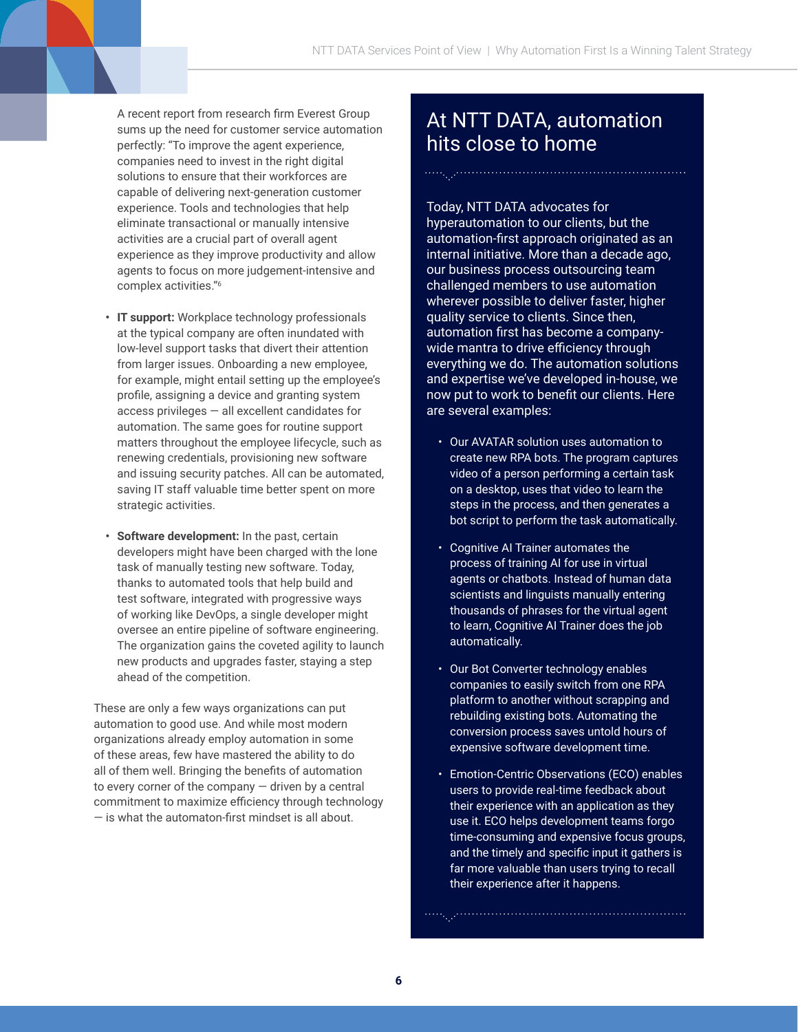A recent report from research firm Everest Group sums up the need for customer service automation perfectly: "To improve the agent experience, companies need to invest in the right digital solutions to ensure that their workforces are capable of delivering next-generation customer experience. Tools and technologies that help eliminate transactional or manually intensive activities are a crucial part of overall agent experience as they improve productivity and allow agents to focus on more judgement-intensive and complex activities."[6]

- **IT support:** Workplace technology professionals at the typical company are often inundated with low-level support tasks that divert their attention from larger issues. Onboarding a new employee, for example, might entail setting up the employee's profile, assigning a device and granting system access privileges — all excellent candidates for automation. The same goes for routine support matters throughout the employee lifecycle, such as renewing credentials, provisioning new software and issuing security patches. All can be automated, saving IT staff valuable time better spent on more strategic activities.

- **Software development:** In the past, certain developers might have been charged with the lone task of manually testing new software. Today, thanks to automated tools that help build and test software, integrated with progressive ways of working like DevOps, a single developer might oversee an entire pipeline of software engineering. The organization gains the coveted agility to launch new products and upgrades faster, staying a step ahead of the competition.

These are only a few ways organizations can put automation to good use. And while most modern organizations already employ automation in some of these areas, few have mastered the ability to do all of them well. Bringing the benefits of automation to every corner of the company — driven by a central commitment to maximize efficiency through technology — is what the automaton-first mindset is all about.

## At NTT DATA, automation hits close to home

Today, NTT DATA advocates for hyperautomation to our clients, but the automation-first approach originated as an internal initiative. More than a decade ago, our business process outsourcing team challenged members to use automation wherever possible to deliver faster, higher quality service to clients. Since then, automation first has become a company-wide mantra to drive efficiency through everything we do. The automation solutions and expertise we've developed in-house, we now put to work to benefit our clients. Here are several examples:

- Our AVATAR solution uses automation to create new RPA bots. The program captures video of a person performing a certain task on a desktop, uses that video to learn the steps in the process, and then generates a bot script to perform the task automatically.

- Cognitive AI Trainer automates the process of training AI for use in virtual agents or chatbots. Instead of human data scientists and linguists manually entering thousands of phrases for the virtual agent to learn, Cognitive AI Trainer does the job automatically.

- Our Bot Converter technology enables companies to easily switch from one RPA platform to another without scrapping and rebuilding existing bots. Automating the conversion process saves untold hours of expensive software development time.

- Emotion-Centric Observations (ECO) enables users to provide real-time feedback about their experience with an application as they use it. ECO helps development teams forgo time-consuming and expensive focus groups, and the timely and specific input it gathers is far more valuable than users trying to recall their experience after it happens.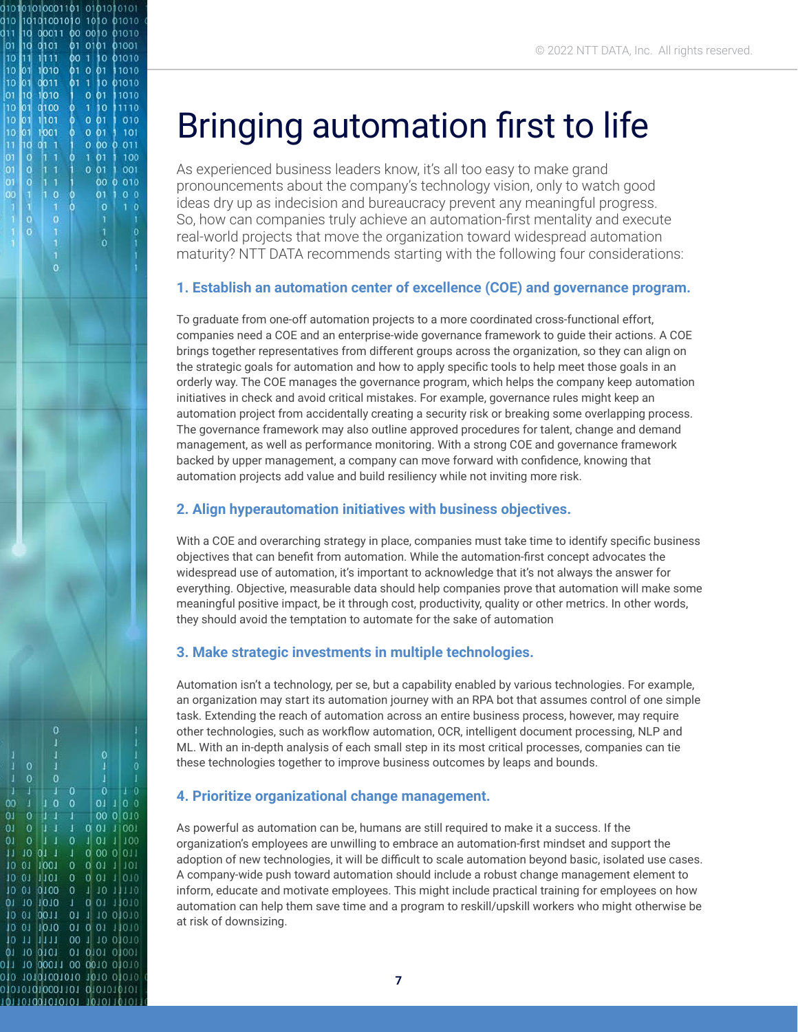# Bringing automation first to life

As experienced business leaders know, it's all too easy to make grand pronouncements about the company's technology vision, only to watch good ideas dry up as indecision and bureaucracy prevent any meaningful progress. So, how can companies truly achieve an automation-first mentality and execute real-world projects that move the organization toward widespread automation maturity? NTT DATA recommends starting with the following four considerations:

### 1. Establish an automation center of excellence (COE) and governance program.

To graduate from one-off automation projects to a more coordinated cross-functional effort, companies need a COE and an enterprise-wide governance framework to guide their actions. A COE brings together representatives from different groups across the organization, so they can align on the strategic goals for automation and how to apply specific tools to help meet those goals in an orderly way. The COE manages the governance program, which helps the company keep automation initiatives in check and avoid critical mistakes. For example, governance rules might keep an automation project from accidentally creating a security risk or breaking some overlapping process. The governance framework may also outline approved procedures for talent, change and demand management, as well as performance monitoring. With a strong COE and governance framework backed by upper management, a company can move forward with confidence, knowing that automation projects add value and build resiliency while not inviting more risk.

### 2. Align hyperautomation initiatives with business objectives.

With a COE and overarching strategy in place, companies must take time to identify specific business objectives that can benefit from automation. While the automation-first concept advocates the widespread use of automation, it's important to acknowledge that it's not always the answer for everything. Objective, measurable data should help companies prove that automation will make some meaningful positive impact, be it through cost, productivity, quality or other metrics. In other words, they should avoid the temptation to automate for the sake of automation

### 3. Make strategic investments in multiple technologies.

Automation isn't a technology, per se, but a capability enabled by various technologies. For example, an organization may start its automation journey with an RPA bot that assumes control of one simple task. Extending the reach of automation across an entire business process, however, may require other technologies, such as workflow automation, OCR, intelligent document processing, NLP and ML. With an in-depth analysis of each small step in its most critical processes, companies can tie these technologies together to improve business outcomes by leaps and bounds.

### 4. Prioritize organizational change management.

As powerful as automation can be, humans are still required to make it a success. If the organization's employees are unwilling to embrace an automation-first mindset and support the adoption of new technologies, it will be difficult to scale automation beyond basic, isolated use cases. A company-wide push toward automation should include a robust change management element to inform, educate and motivate employees. This might include practical training for employees on how automation can help them save time and a program to reskill/upskill workers who might otherwise be at risk of downsizing.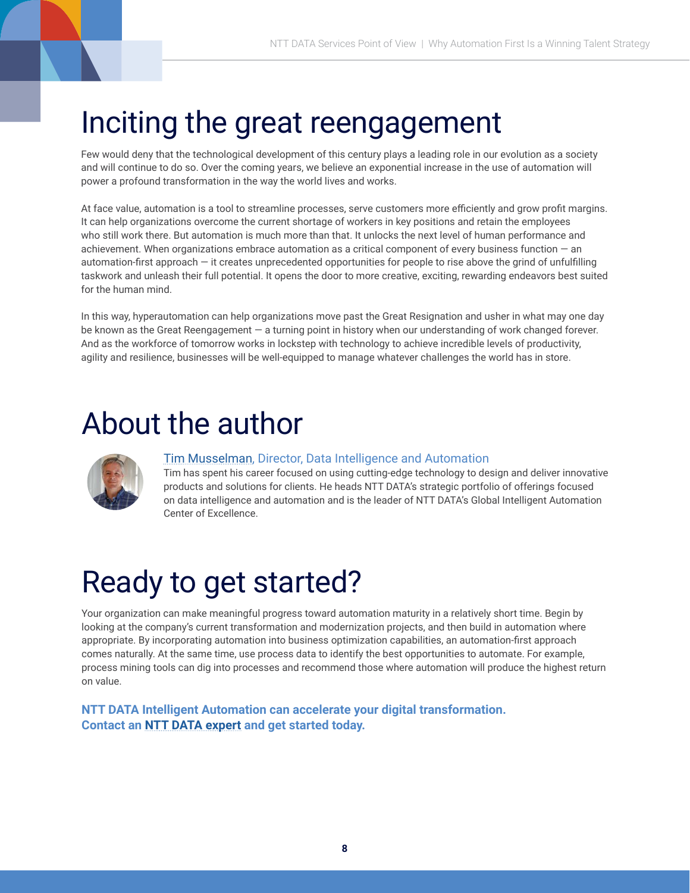# Inciting the great reengagement

Few would deny that the technological development of this century plays a leading role in our evolution as a society and will continue to do so. Over the coming years, we believe an exponential increase in the use of automation will power a profound transformation in the way the world lives and works.

At face value, automation is a tool to streamline processes, serve customers more efficiently and grow profit margins. It can help organizations overcome the current shortage of workers in key positions and retain the employees who still work there. But automation is much more than that. It unlocks the next level of human performance and achievement. When organizations embrace automation as a critical component of every business function — an automation-first approach — it creates unprecedented opportunities for people to rise above the grind of unfulfilling taskwork and unleash their full potential. It opens the door to more creative, exciting, rewarding endeavors best suited for the human mind.

In this way, hyperautomation can help organizations move past the Great Resignation and usher in what may one day be known as the Great Reengagement — a turning point in history when our understanding of work changed forever. And as the workforce of tomorrow works in lockstep with technology to achieve incredible levels of productivity, agility and resilience, businesses will be well-equipped to manage whatever challenges the world has in store.

# About the author

**Tim Musselman, Director, Data Intelligence and Automation**
Tim has spent his career focused on using cutting-edge technology to design and deliver innovative products and solutions for clients. He heads NTT DATA's strategic portfolio of offerings focused on data intelligence and automation and is the leader of NTT DATA's Global Intelligent Automation Center of Excellence.

# Ready to get started?

Your organization can make meaningful progress toward automation maturity in a relatively short time. Begin by looking at the company's current transformation and modernization projects, and then build in automation where appropriate. By incorporating automation into business optimization capabilities, an automation-first approach comes naturally. At the same time, use process data to identify the best opportunities to automate. For example, process mining tools can dig into processes and recommend those where automation will produce the highest return on value.

**NTT DATA Intelligent Automation can accelerate your digital transformation.
Contact an NTT DATA expert and get started today.**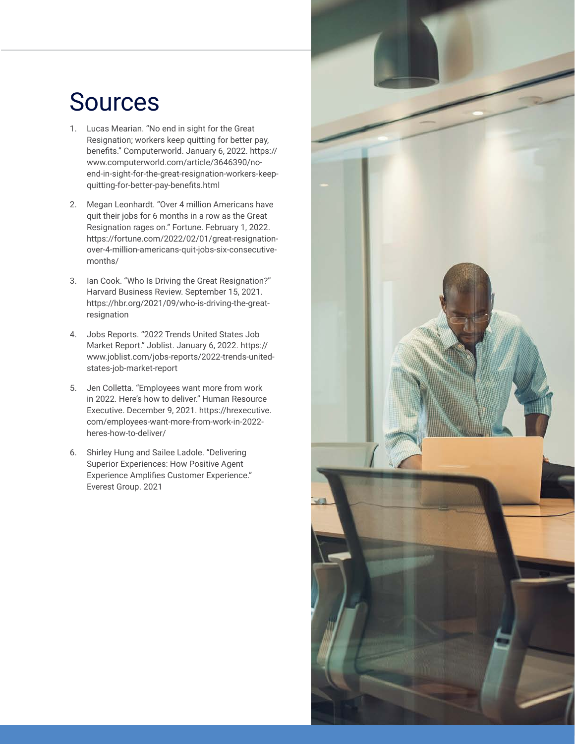# Sources

1. Lucas Mearian. "No end in sight for the Great Resignation; workers keep quitting for better pay, benefits." Computerworld. January 6, 2022. https://www.computerworld.com/article/3646390/no-end-in-sight-for-the-great-resignation-workers-keep-quitting-for-better-pay-benefits.html

2. Megan Leonhardt. "Over 4 million Americans have quit their jobs for 6 months in a row as the Great Resignation rages on." Fortune. February 1, 2022. https://fortune.com/2022/02/01/great-resignation-over-4-million-americans-quit-jobs-six-consecutive-months/

3. Ian Cook. "Who Is Driving the Great Resignation?" Harvard Business Review. September 15, 2021. https://hbr.org/2021/09/who-is-driving-the-great-resignation

4. Jobs Reports. "2022 Trends United States Job Market Report." Joblist. January 6, 2022. https://www.joblist.com/jobs-reports/2022-trends-united-states-job-market-report

5. Jen Colletta. "Employees want more from work in 2022. Here's how to deliver." Human Resource Executive. December 9, 2021. https://hrexecutive.com/employees-want-more-from-work-in-2022-heres-how-to-deliver/

6. Shirley Hung and Sailee Ladole. "Delivering Superior Experiences: How Positive Agent Experience Amplifies Customer Experience." Everest Group. 2021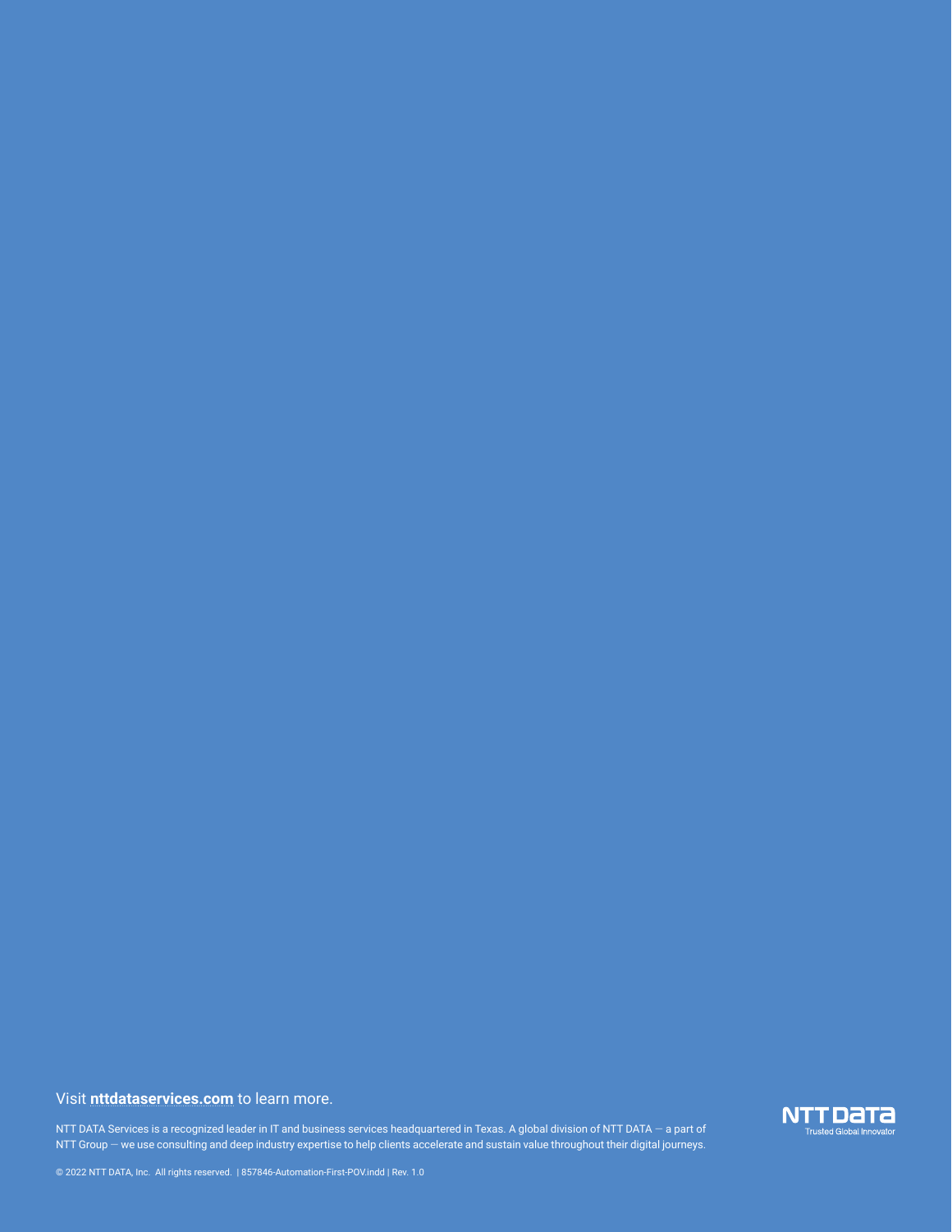Visit **nttdataservices.com** to learn more.

NTT DATA Services is a recognized leader in IT and business services headquartered in Texas. A global division of NTT DATA — a part of NTT Group — we use consulting and deep industry expertise to help clients accelerate and sustain value throughout their digital journeys.

NTT DATA
Trusted Global Innovator

© 2022 NTT DATA, Inc. All rights reserved. | 857846-Automation-First-POV.indd | Rev. 1.0